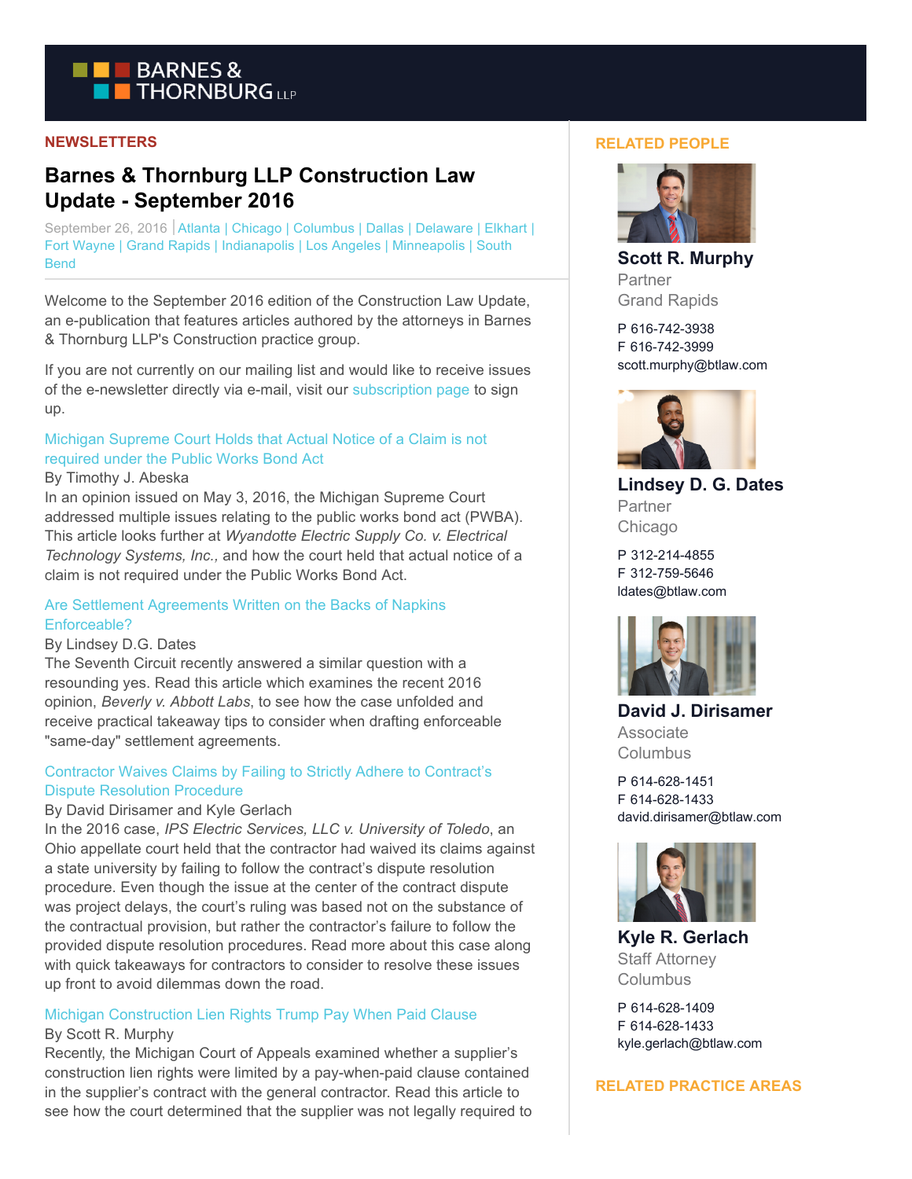# BARNES & THORNBURG LLP

NEWSLETTERS

## Barnes & Thornburg LLP Construction Law Update - September 2016

September 26, 2016 | Atlanta | Chicago | Columbus | Dallas | Delaware | Elkhart | Fort Wayne | Grand Rapids | Indianapolis | Los Angeles | Minneapolis | South Bend

Welcome to the September 2016 edition of the Construction Law Update, an e-publication that features articles authored by the attorneys in Barnes & Thornburg LLP's Construction practice group.

If you are not currently on our mailing list and would like to receive issues of the e-newsletter directly via e-mail, visit our subscription page to sign up.

### Michigan Supreme Court Holds that Actual Notice of a Claim is not required under the Public Works Bond Act

By Timothy J. Abeska

In an opinion issued on May 3, 2016, the Michigan Supreme Court addressed multiple issues relating to the public works bond act (PWBA). This article looks further at *Wyandotte Electric Supply Co. v. Electrical Technology Systems, Inc.,* and how the court held that actual notice of a claim is not required under the Public Works Bond Act.

### Are Settlement Agreements Written on the Backs of Napkins Enforceable?

By Lindsey D.G. Dates

The Seventh Circuit recently answered a similar question with a resounding yes. Read this article which examines the recent 2016 opinion, *Beverly v. Abbott Labs*, to see how the case unfolded and receive practical takeaway tips to consider when drafting enforceable "same-day" settlement agreements.

### Contractor Waives Claims by Failing to Strictly Adhere to Contract's Dispute Resolution Procedure

By David Dirisamer and Kyle Gerlach

In the 2016 case, *IPS Electric Services, LLC v. University of Toledo*, an Ohio appellate court held that the contractor had waived its claims against a state university by failing to follow the contract's dispute resolution procedure. Even though the issue at the center of the contract dispute was project delays, the court's ruling was based not on the substance of the contractual provision, but rather the contractor's failure to follow the provided dispute resolution procedures. Read more about this case along with quick takeaways for contractors to consider to resolve these issues up front to avoid dilemmas down the road.

### Michigan Construction Lien Rights Trump Pay When Paid Clause

By Scott R. Murphy

Recently, the Michigan Court of Appeals examined whether a supplier's construction lien rights were limited by a pay-when-paid clause contained in the supplier's contract with the general contractor. Read this article to see how the court determined that the supplier was not legally required to

## RELATED PEOPLE

**Scott R. Murphy**
Partner
Grand Rapids

P 616-742-3938
F 616-742-3999
scott.murphy@btlaw.com

**Lindsey D. G. Dates**
Partner
Chicago

P 312-214-4855
F 312-759-5646
ldates@btlaw.com

**David J. Dirisamer**
Associate
Columbus

P 614-628-1451
F 614-628-1433
david.dirisamer@btlaw.com

**Kyle R. Gerlach**
Staff Attorney
Columbus

P 614-628-1409
F 614-628-1433
kyle.gerlach@btlaw.com

## RELATED PRACTICE AREAS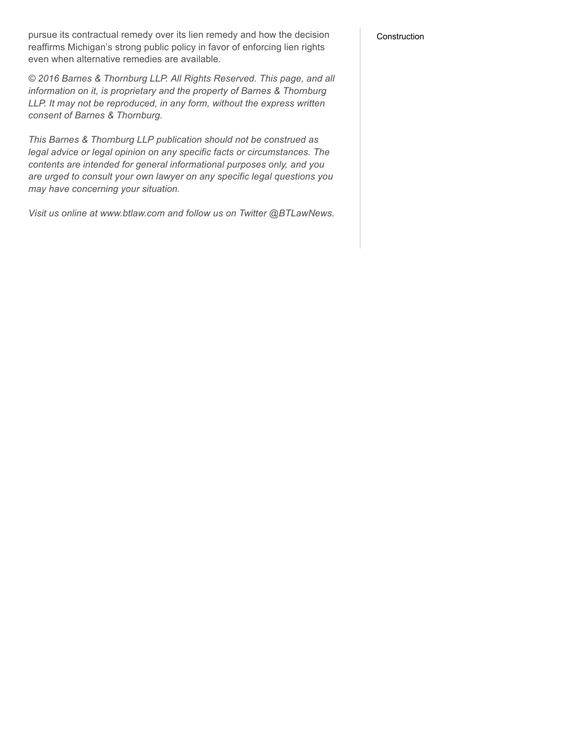pursue its contractual remedy over its lien remedy and how the decision reaffirms Michigan's strong public policy in favor of enforcing lien rights even when alternative remedies are available.

*© 2016 Barnes & Thornburg LLP. All Rights Reserved. This page, and all information on it, is proprietary and the property of Barnes & Thornburg LLP. It may not be reproduced, in any form, without the express written consent of Barnes & Thornburg.*

*This Barnes & Thornburg LLP publication should not be construed as legal advice or legal opinion on any specific facts or circumstances. The contents are intended for general informational purposes only, and you are urged to consult your own lawyer on any specific legal questions you may have concerning your situation.*

*Visit us online at www.btlaw.com and follow us on Twitter @BTLawNews.*

Construction